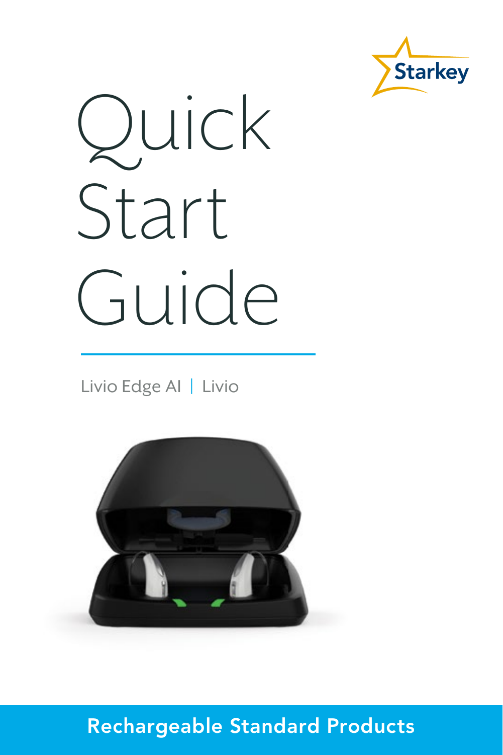Starkey

# Quick Start Guide

Livio Edge AI | Livio

**Rechargeable Standard Products**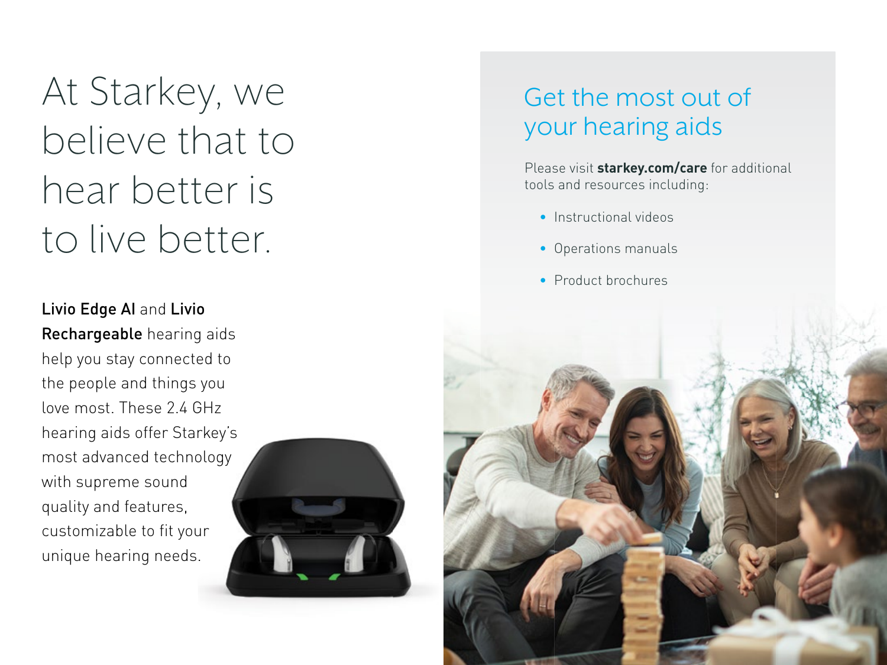# At Starkey, we believe that to hear better is to live better.

**Livio Edge AI** and **Livio Rechargeable** hearing aids help you stay connected to the people and things you love most. These 2.4 GHz hearing aids offer Starkey's most advanced technology with supreme sound quality and features, customizable to fit your unique hearing needs.

## Get the most out of your hearing aids

Please visit **starkey.com/care** for additional tools and resources including:

- Instructional videos
- Operations manuals
- Product brochures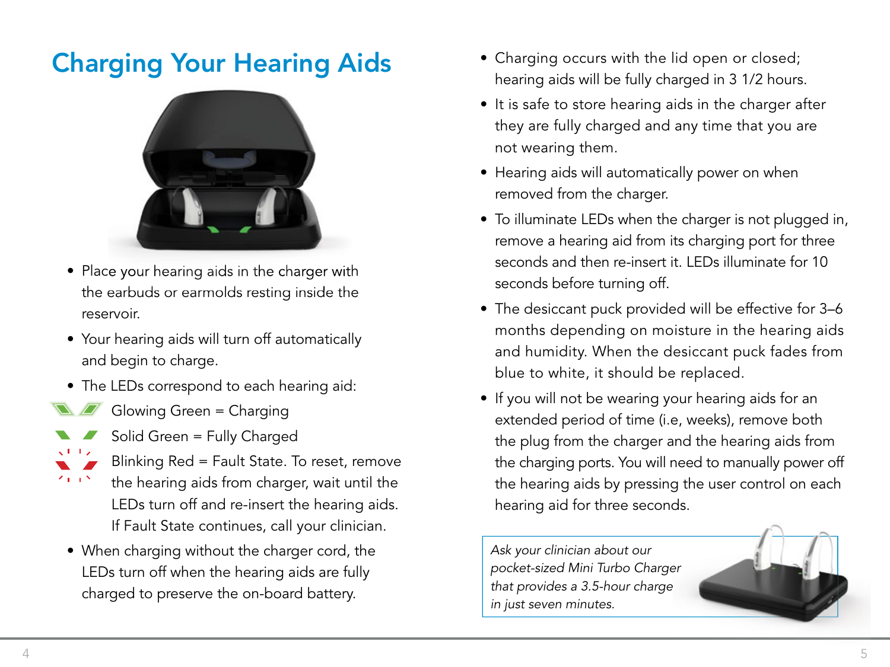# Charging Your Hearing Aids

- Place your hearing aids in the charger with the earbuds or earmolds resting inside the reservoir.
- Your hearing aids will turn off automatically and begin to charge.
- The LEDs correspond to each hearing aid:
  - Glowing Green = Charging
  - Solid Green = Fully Charged
  - Blinking Red = Fault State. To reset, remove the hearing aids from charger, wait until the LEDs turn off and re-insert the hearing aids. If Fault State continues, call your clinician.
- When charging without the charger cord, the LEDs turn off when the hearing aids are fully charged to preserve the on-board battery.
- Charging occurs with the lid open or closed; hearing aids will be fully charged in 3 1/2 hours.
- It is safe to store hearing aids in the charger after they are fully charged and any time that you are not wearing them.
- Hearing aids will automatically power on when removed from the charger.
- To illuminate LEDs when the charger is not plugged in, remove a hearing aid from its charging port for three seconds and then re-insert it. LEDs illuminate for 10 seconds before turning off.
- The desiccant puck provided will be effective for 3–6 months depending on moisture in the hearing aids and humidity. When the desiccant puck fades from blue to white, it should be replaced.
- If you will not be wearing your hearing aids for an extended period of time (i.e, weeks), remove both the plug from the charger and the hearing aids from the charging ports. You will need to manually power off the hearing aids by pressing the user control on each hearing aid for three seconds.

*Ask your clinician about our pocket-sized Mini Turbo Charger that provides a 3.5-hour charge in just seven minutes.*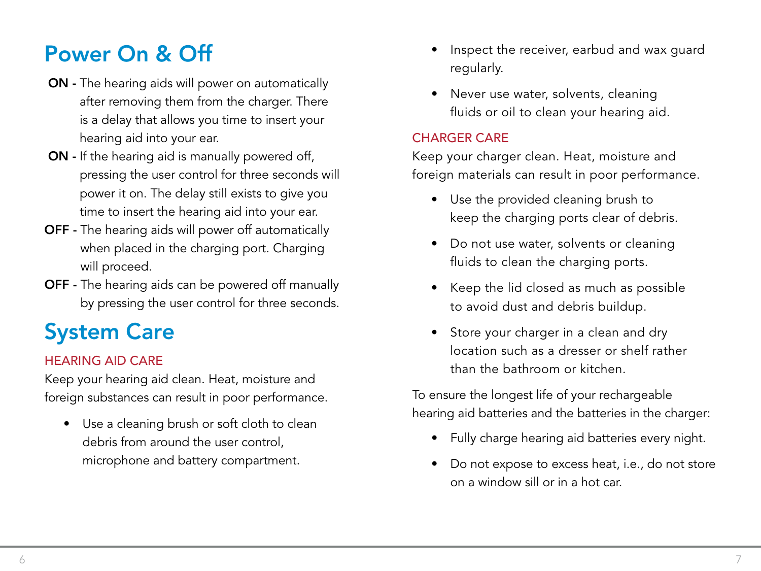# Power On & Off

**ON -** The hearing aids will power on automatically after removing them from the charger. There is a delay that allows you time to insert your hearing aid into your ear.

**ON -** If the hearing aid is manually powered off, pressing the user control for three seconds will power it on. The delay still exists to give you time to insert the hearing aid into your ear.

**OFF -** The hearing aids will power off automatically when placed in the charging port. Charging will proceed.

**OFF -** The hearing aids can be powered off manually by pressing the user control for three seconds.

# System Care

## HEARING AID CARE

Keep your hearing aid clean. Heat, moisture and foreign substances can result in poor performance.

- Use a cleaning brush or soft cloth to clean debris from around the user control, microphone and battery compartment.
- Inspect the receiver, earbud and wax guard regularly.
- Never use water, solvents, cleaning fluids or oil to clean your hearing aid.

## CHARGER CARE

Keep your charger clean. Heat, moisture and foreign materials can result in poor performance.

- Use the provided cleaning brush to keep the charging ports clear of debris.
- Do not use water, solvents or cleaning fluids to clean the charging ports.
- Keep the lid closed as much as possible to avoid dust and debris buildup.
- Store your charger in a clean and dry location such as a dresser or shelf rather than the bathroom or kitchen.

To ensure the longest life of your rechargeable hearing aid batteries and the batteries in the charger:

- Fully charge hearing aid batteries every night.
- Do not expose to excess heat, i.e., do not store on a window sill or in a hot car.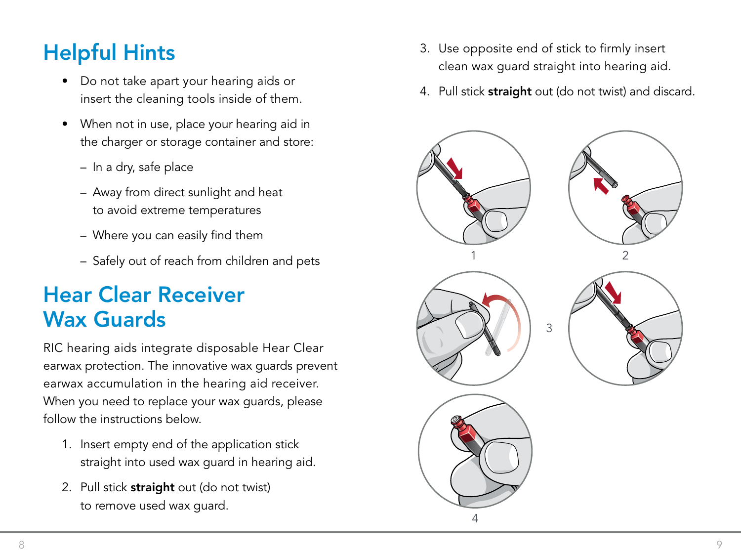## Helpful Hints

- Do not take apart your hearing aids or insert the cleaning tools inside of them.
- When not in use, place your hearing aid in the charger or storage container and store:
  - In a dry, safe place
  - Away from direct sunlight and heat to avoid extreme temperatures
  - Where you can easily find them
  - Safely out of reach from children and pets

## Hear Clear Receiver Wax Guards

RIC hearing aids integrate disposable Hear Clear earwax protection. The innovative wax guards prevent earwax accumulation in the hearing aid receiver. When you need to replace your wax guards, please follow the instructions below.

1. Insert empty end of the application stick straight into used wax guard in hearing aid.
2. Pull stick **straight** out (do not twist) to remove used wax guard.
3. Use opposite end of stick to firmly insert clean wax guard straight into hearing aid.
4. Pull stick **straight** out (do not twist) and discard.

1

2

3

4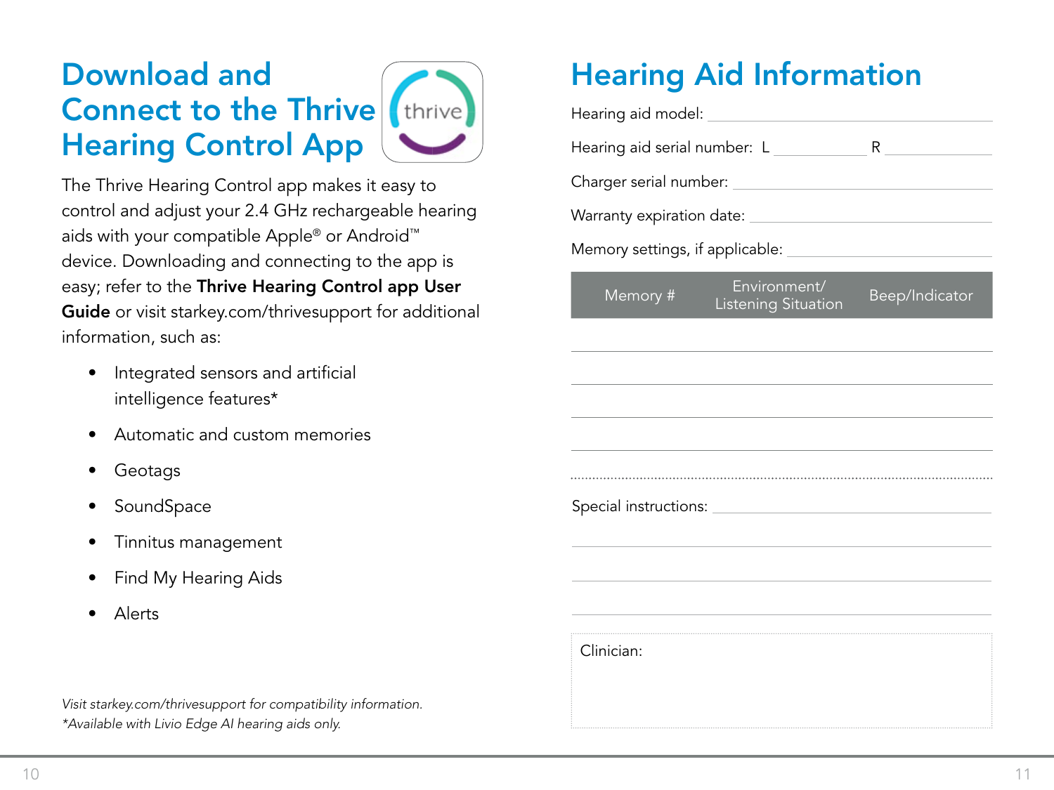# Download and Connect to the Thrive Hearing Control App

The Thrive Hearing Control app makes it easy to control and adjust your 2.4 GHz rechargeable hearing aids with your compatible Apple® or Android™ device. Downloading and connecting to the app is easy; refer to the **Thrive Hearing Control app User Guide** or visit starkey.com/thrivesupport for additional information, such as:

- Integrated sensors and artificial intelligence features*
- Automatic and custom memories
- Geotags
- SoundSpace
- Tinnitus management
- Find My Hearing Aids
- Alerts

*Visit starkey.com/thrivesupport for compatibility information.*
*\*Available with Livio Edge AI hearing aids only.*

# Hearing Aid Information

Hearing aid model: ______________________

Hearing aid serial number: L ____________ R ____________

Charger serial number: ______________________

Warranty expiration date: ______________________

Memory settings, if applicable: ______________________

| Memory # | Environment/ Listening Situation | Beep/Indicator |
|---|---|---|
| | | |
| | | |
| | | |
| | | |

Special instructions: ______________________

______________________

______________________

______________________

Clinician: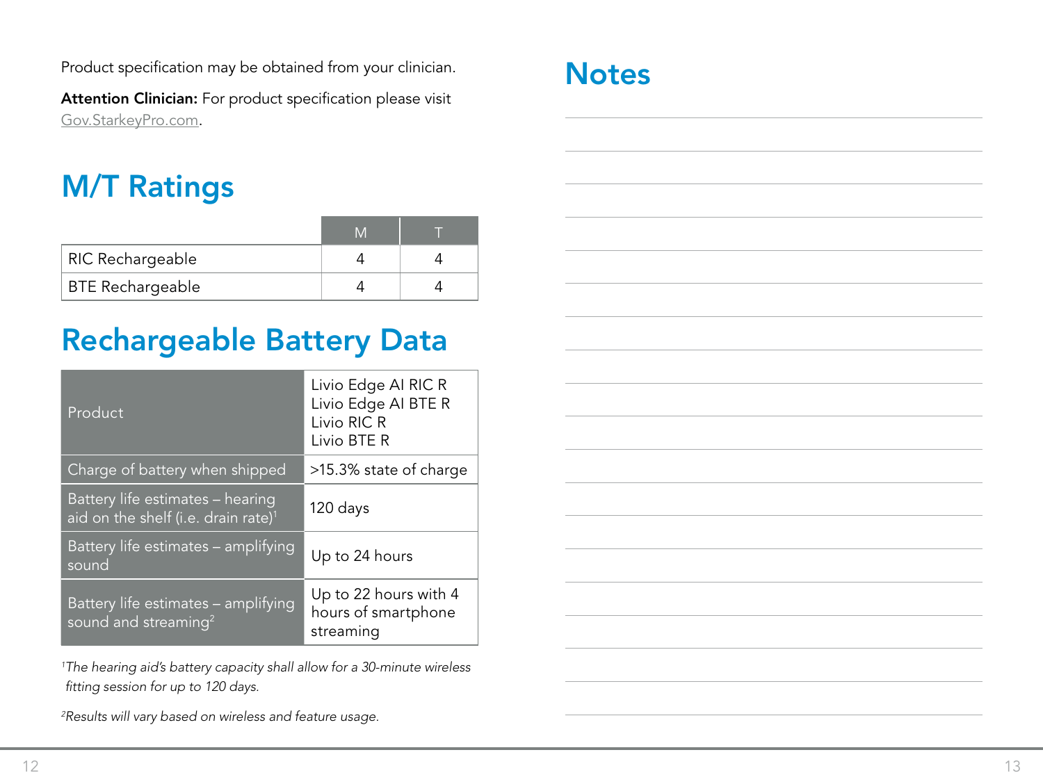Product specification may be obtained from your clinician.

**Attention Clinician:** For product specification please visit Gov.StarkeyPro.com.

## M/T Ratings

| | M | T |
|---|---|---|
| RIC Rechargeable | 4 | 4 |
| BTE Rechargeable | 4 | 4 |

## Rechargeable Battery Data

| Product | Livio Edge AI RIC R<br>Livio Edge AI BTE R<br>Livio RIC R<br>Livio BTE R |
|---|---|
| Charge of battery when shipped | >15.3% state of charge |
| Battery life estimates – hearing aid on the shelf (i.e. drain rate)[1] | 120 days |
| Battery life estimates – amplifying sound | Up to 24 hours |
| Battery life estimates – amplifying sound and streaming[2] | Up to 22 hours with 4 hours of smartphone streaming |

*[1]The hearing aid's battery capacity shall allow for a 30-minute wireless fitting session for up to 120 days.*

*[2]Results will vary based on wireless and feature usage.*

## Notes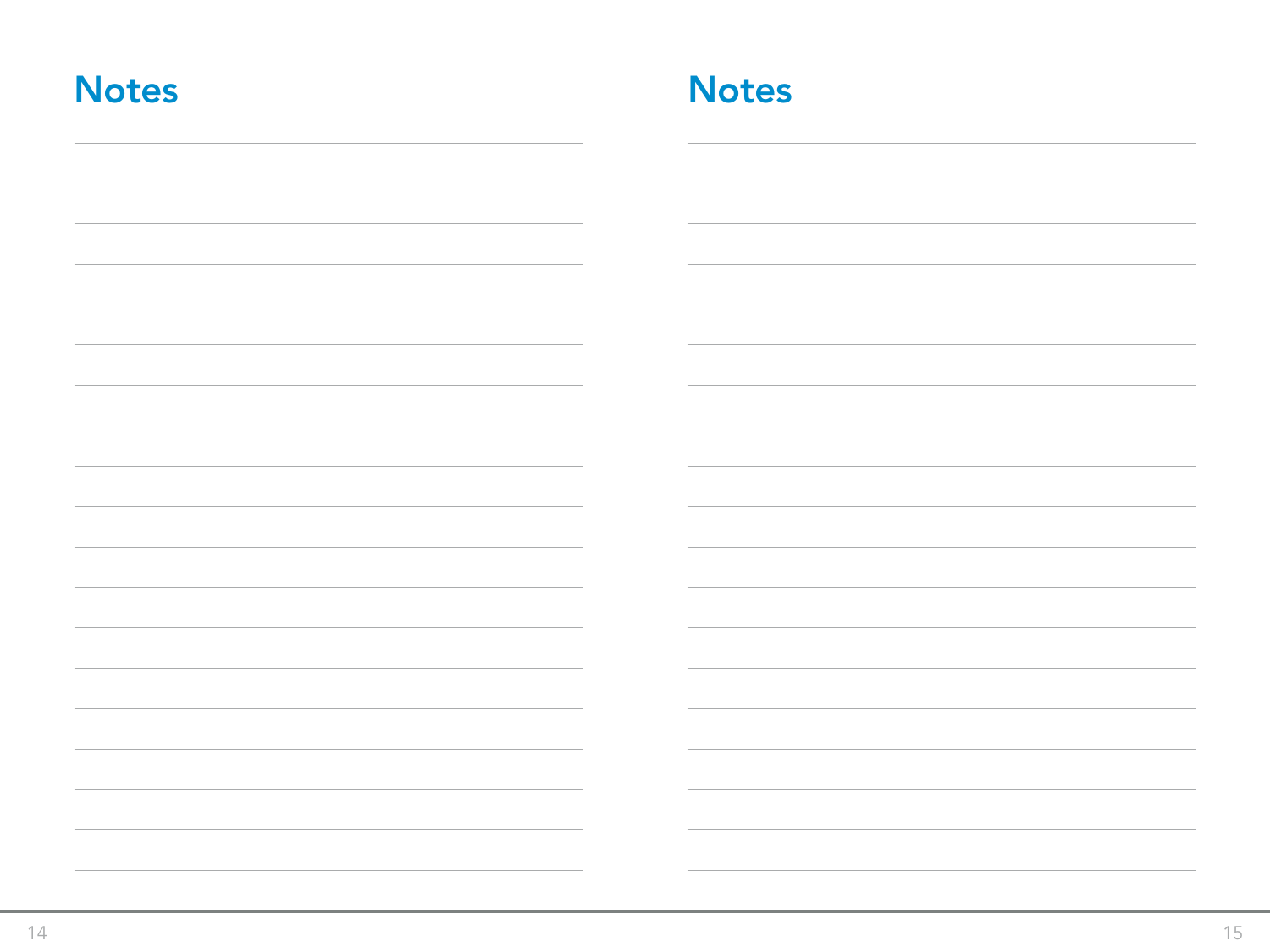## Notes

## Notes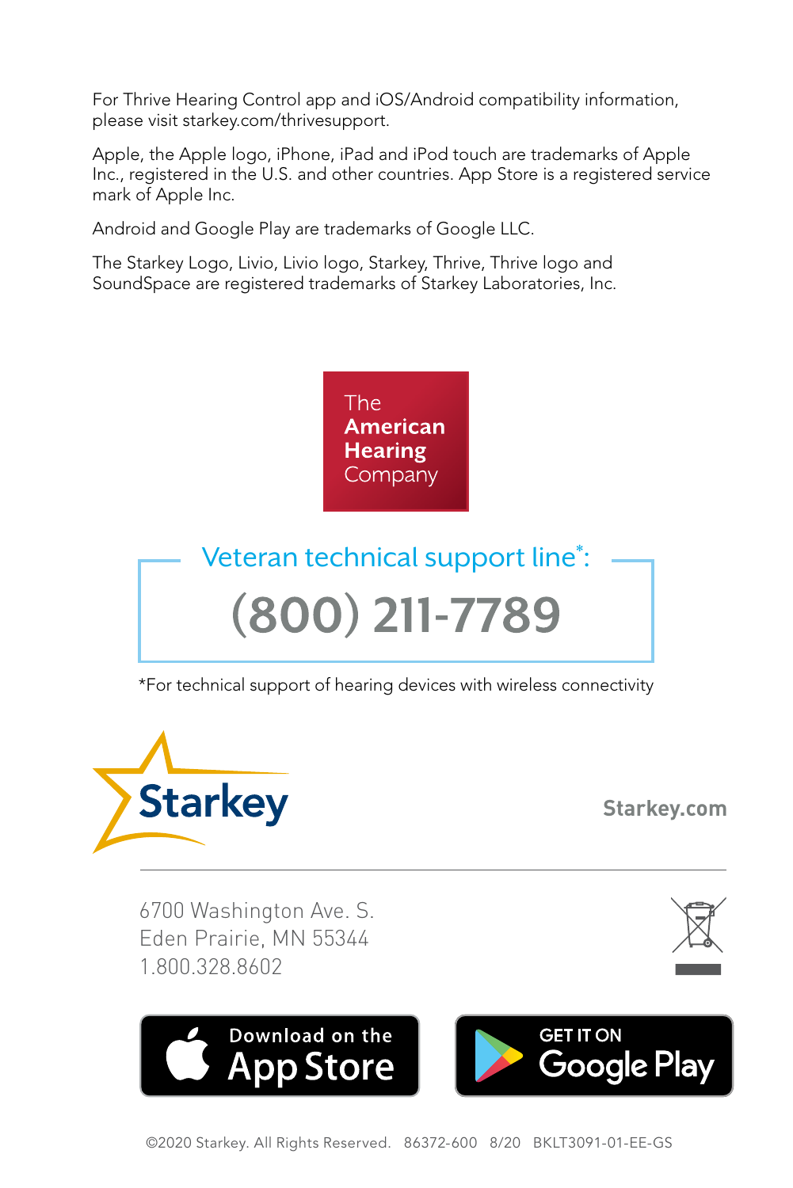For Thrive Hearing Control app and iOS/Android compatibility information, please visit starkey.com/thrivesupport.

Apple, the Apple logo, iPhone, iPad and iPod touch are trademarks of Apple Inc., registered in the U.S. and other countries. App Store is a registered service mark of Apple Inc.

Android and Google Play are trademarks of Google LLC.

The Starkey Logo, Livio, Livio logo, Starkey, Thrive, Thrive logo and SoundSpace are registered trademarks of Starkey Laboratories, Inc.

The **American Hearing** Company

Veteran technical support line*:

**(800) 211-7789**

*For technical support of hearing devices with wireless connectivity

Starkey

**Starkey.com**

6700 Washington Ave. S.
Eden Prairie, MN 55344
1.800.328.8602

Download on the App Store

GET IT ON Google Play

©2020 Starkey. All Rights Reserved. 86372-600 8/20 BKLT3091-01-EE-GS